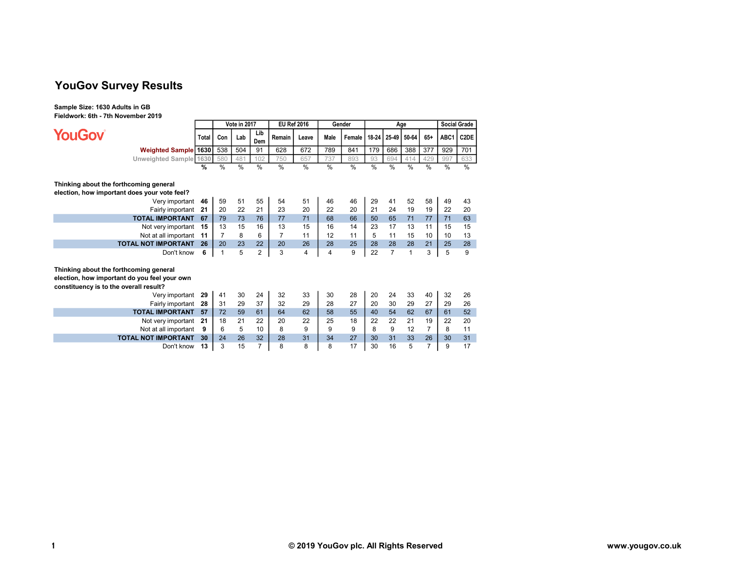# YouGov Survey Results

**Sample Size: 1630 Adults in GB**
**Fieldwork: 6th - 7th November 2019**

| | Total | Vote in 2017 | | | EU Ref 2016 | | Gender | | Age | | | | Social Grade | |
|---|---|---|---|---|---|---|---|---|---|---|---|---|---|---|
| | | Con | Lab | Lib Dem | Remain | Leave | Male | Female | 18-24 | 25-49 | 50-64 | 65+ | ABC1 | C2DE |
| Weighted Sample | 1630 | 538 | 504 | 91 | 628 | 672 | 789 | 841 | 179 | 686 | 388 | 377 | 929 | 701 |
| Unweighted Sample | 1630 | 580 | 481 | 102 | 750 | 657 | 737 | 893 | 93 | 694 | 414 | 429 | 997 | 633 |
| | % | % | % | % | % | % | % | % | % | % | % | % | % | % |
| **Thinking about the forthcoming general election, how important does your vote feel?** | | | | | | | | | | | | | | |
| Very important | 46 | 59 | 51 | 55 | 54 | 51 | 46 | 46 | 29 | 41 | 52 | 58 | 49 | 43 |
| Fairly important | 21 | 20 | 22 | 21 | 23 | 20 | 22 | 20 | 21 | 24 | 19 | 19 | 22 | 20 |
| **TOTAL IMPORTANT** | 67 | 79 | 73 | 76 | 77 | 71 | 68 | 66 | 50 | 65 | 71 | 77 | 71 | 63 |
| Not very important | 15 | 13 | 15 | 16 | 13 | 15 | 16 | 14 | 23 | 17 | 13 | 11 | 15 | 15 |
| Not at all important | 11 | 7 | 8 | 6 | 7 | 11 | 12 | 11 | 5 | 11 | 15 | 10 | 10 | 13 |
| **TOTAL NOT IMPORTANT** | 26 | 20 | 23 | 22 | 20 | 26 | 28 | 25 | 28 | 28 | 28 | 21 | 25 | 28 |
| Don't know | 6 | 1 | 5 | 2 | 3 | 4 | 4 | 9 | 22 | 7 | 1 | 3 | 5 | 9 |
| **Thinking about the forthcoming general election, how important do you feel your own constituency is to the overall result?** | | | | | | | | | | | | | | |
| Very important | 29 | 41 | 30 | 24 | 32 | 33 | 30 | 28 | 20 | 24 | 33 | 40 | 32 | 26 |
| Fairly important | 28 | 31 | 29 | 37 | 32 | 29 | 28 | 27 | 20 | 30 | 29 | 27 | 29 | 26 |
| **TOTAL IMPORTANT** | 57 | 72 | 59 | 61 | 64 | 62 | 58 | 55 | 40 | 54 | 62 | 67 | 61 | 52 |
| Not very important | 21 | 18 | 21 | 22 | 20 | 22 | 25 | 18 | 22 | 22 | 21 | 19 | 22 | 20 |
| Not at all important | 9 | 6 | 5 | 10 | 8 | 9 | 9 | 9 | 8 | 9 | 12 | 7 | 8 | 11 |
| **TOTAL NOT IMPORTANT** | 30 | 24 | 26 | 32 | 28 | 31 | 34 | 27 | 30 | 31 | 33 | 26 | 30 | 31 |
| Don't know | 13 | 3 | 15 | 7 | 8 | 8 | 8 | 17 | 30 | 16 | 5 | 7 | 9 | 17 |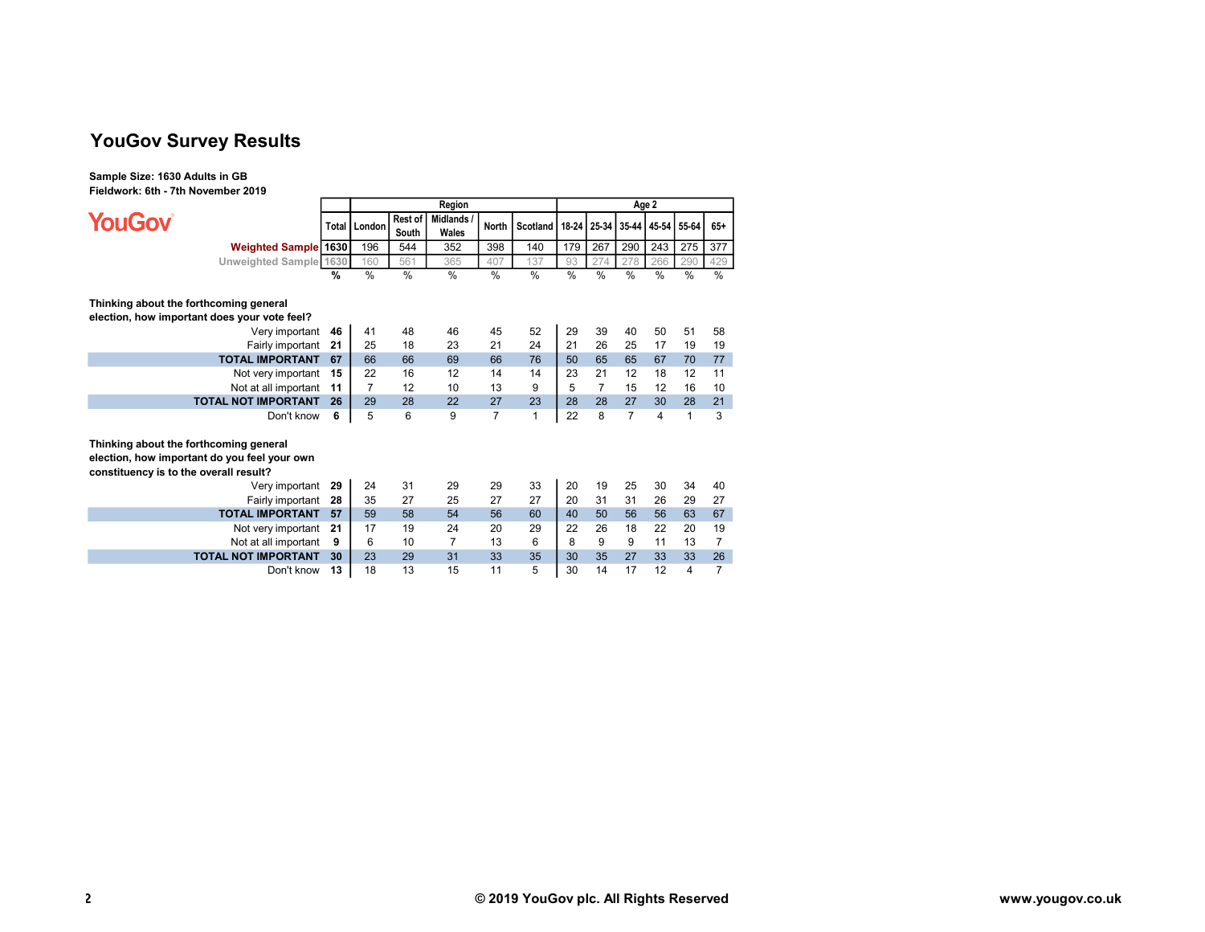# YouGov Survey Results

**Sample Size: 1630 Adults in GB**
**Fieldwork: 6th - 7th November 2019**

| | | Region | | | | | Age 2 | | | | | |
|---|---|---|---|---|---|---|---|---|---|---|---|---|
| | Total | London | Rest of South | Midlands / Wales | North | Scotland | 18-24 | 25-34 | 35-44 | 45-54 | 55-64 | 65+ |
| Weighted Sample | 1630 | 196 | 544 | 352 | 398 | 140 | 179 | 267 | 290 | 243 | 275 | 377 |
| Unweighted Sample | 1630 | 160 | 561 | 365 | 407 | 137 | 93 | 274 | 278 | 266 | 290 | 429 |
| | % | % | % | % | % | % | % | % | % | % | % | % |
| **Thinking about the forthcoming general election, how important does your vote feel?** | | | | | | | | | | | | |
| Very important | 46 | 41 | 48 | 46 | 45 | 52 | 29 | 39 | 40 | 50 | 51 | 58 |
| Fairly important | 21 | 25 | 18 | 23 | 21 | 24 | 21 | 26 | 25 | 17 | 19 | 19 |
| TOTAL IMPORTANT | 67 | 66 | 66 | 69 | 66 | 76 | 50 | 65 | 65 | 67 | 70 | 77 |
| Not very important | 15 | 22 | 16 | 12 | 14 | 14 | 23 | 21 | 12 | 18 | 12 | 11 |
| Not at all important | 11 | 7 | 12 | 10 | 13 | 9 | 5 | 7 | 15 | 12 | 16 | 10 |
| TOTAL NOT IMPORTANT | 26 | 29 | 28 | 22 | 27 | 23 | 28 | 28 | 27 | 30 | 28 | 21 |
| Don't know | 6 | 5 | 6 | 9 | 7 | 1 | 22 | 8 | 7 | 4 | 1 | 3 |
| **Thinking about the forthcoming general election, how important do you feel your own constituency is to the overall result?** | | | | | | | | | | | | |
| Very important | 29 | 24 | 31 | 29 | 29 | 33 | 20 | 19 | 25 | 30 | 34 | 40 |
| Fairly important | 28 | 35 | 27 | 25 | 27 | 27 | 20 | 31 | 31 | 26 | 29 | 27 |
| TOTAL IMPORTANT | 57 | 59 | 58 | 54 | 56 | 60 | 40 | 50 | 56 | 56 | 63 | 67 |
| Not very important | 21 | 17 | 19 | 24 | 20 | 29 | 22 | 26 | 18 | 22 | 20 | 19 |
| Not at all important | 9 | 6 | 10 | 7 | 13 | 6 | 8 | 9 | 9 | 11 | 13 | 7 |
| TOTAL NOT IMPORTANT | 30 | 23 | 29 | 31 | 33 | 35 | 30 | 35 | 27 | 33 | 33 | 26 |
| Don't know | 13 | 18 | 13 | 15 | 11 | 5 | 30 | 14 | 17 | 12 | 4 | 7 |

© 2019 YouGov plc. All Rights Reserved

www.yougov.co.uk